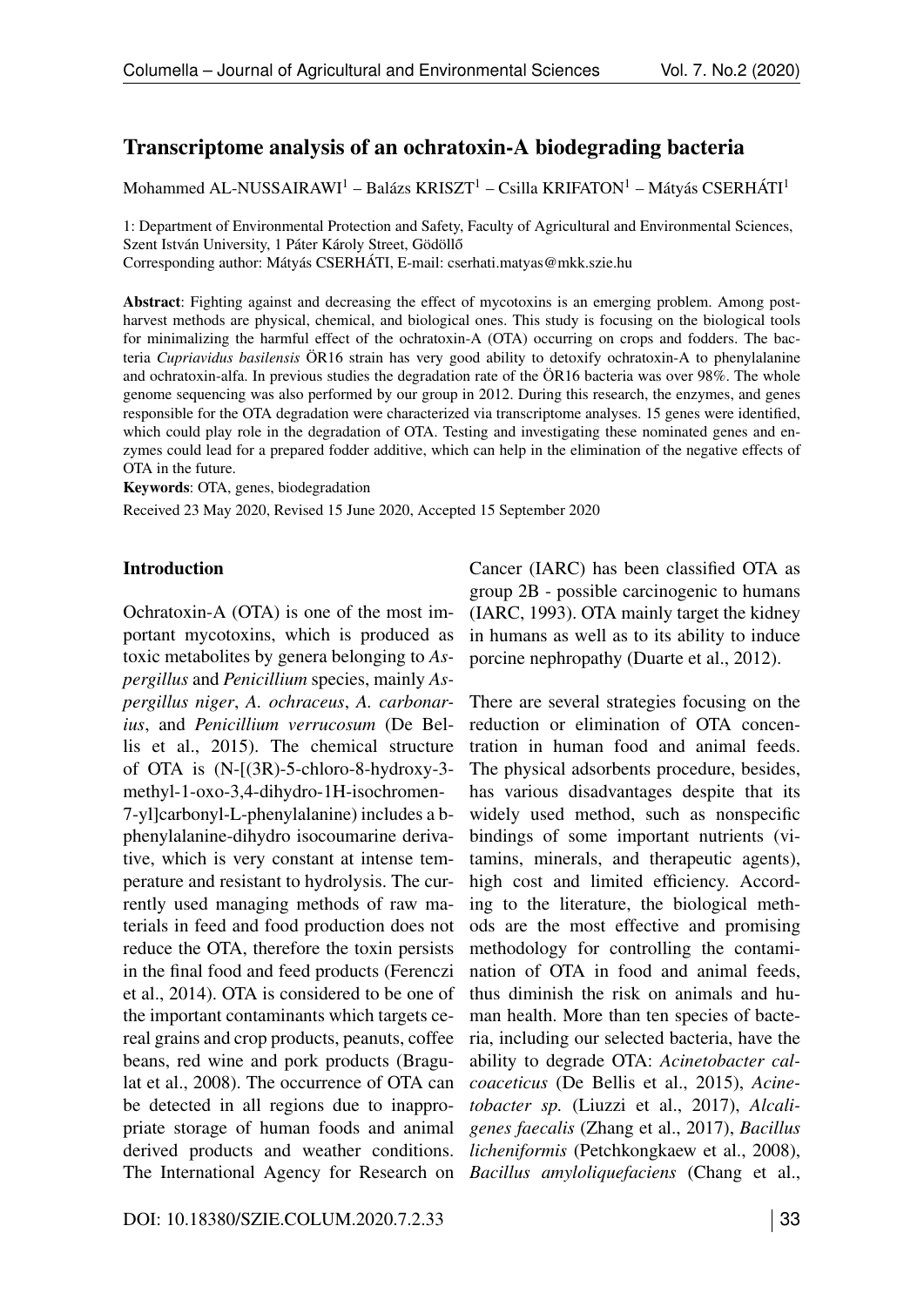# Transcriptome analysis of an ochratoxin-A biodegrading bacteria

Mohammed AL-NUSSAIRAWI[1] – Balázs KRISZT[1] – Csilla KRIFATON[1] – Mátyás CSERHÁTI[1]

1: Department of Environmental Protection and Safety, Faculty of Agricultural and Environmental Sciences, Szent István University, 1 Páter Károly Street, Gödöllő
Corresponding author: Mátyás CSERHÁTI, E-mail: cserhati.matyas@mkk.szie.hu

**Abstract**: Fighting against and decreasing the effect of mycotoxins is an emerging problem. Among post-harvest methods are physical, chemical, and biological ones. This study is focusing on the biological tools for minimalizing the harmful effect of the ochratoxin-A (OTA) occurring on crops and fodders. The bacteria *Cupriavidus basilensis* ÖR16 strain has very good ability to detoxify ochratoxin-A to phenylalanine and ochratoxin-alfa. In previous studies the degradation rate of the ÖR16 bacteria was over 98%. The whole genome sequencing was also performed by our group in 2012. During this research, the enzymes, and genes responsible for the OTA degradation were characterized via transcriptome analyses. 15 genes were identified, which could play role in the degradation of OTA. Testing and investigating these nominated genes and enzymes could lead for a prepared fodder additive, which can help in the elimination of the negative effects of OTA in the future.

**Keywords**: OTA, genes, biodegradation

Received 23 May 2020, Revised 15 June 2020, Accepted 15 September 2020

### Introduction

Ochratoxin-A (OTA) is one of the most important mycotoxins, which is produced as toxic metabolites by genera belonging to *Aspergillus* and *Penicillium* species, mainly *Aspergillus niger*, *A. ochraceus*, *A. carbonarius*, and *Penicillium verrucosum* (De Bellis et al., 2015). The chemical structure of OTA is (N-[(3R)-5-chloro-8-hydroxy-3-methyl-1-oxo-3,4-dihydro-1H-isochromen-7-yl]carbonyl-L-phenylalanine) includes a b-phenylalanine-dihydro isocoumarine derivative, which is very constant at intense temperature and resistant to hydrolysis. The currently used managing methods of raw materials in feed and food production does not reduce the OTA, therefore the toxin persists in the final food and feed products (Ferenczi et al., 2014). OTA is considered to be one of the important contaminants which targets cereal grains and crop products, peanuts, coffee beans, red wine and pork products (Bragulat et al., 2008). The occurrence of OTA can be detected in all regions due to inappropriate storage of human foods and animal derived products and weather conditions. The International Agency for Research on Cancer (IARC) has been classified OTA as group 2B - possible carcinogenic to humans (IARC, 1993). OTA mainly target the kidney in humans as well as to its ability to induce porcine nephropathy (Duarte et al., 2012).

There are several strategies focusing on the reduction or elimination of OTA concentration in human food and animal feeds. The physical adsorbents procedure, besides, has various disadvantages despite that its widely used method, such as nonspecific bindings of some important nutrients (vitamins, minerals, and therapeutic agents), high cost and limited efficiency. According to the literature, the biological methods are the most effective and promising methodology for controlling the contamination of OTA in food and animal feeds, thus diminish the risk on animals and human health. More than ten species of bacteria, including our selected bacteria, have the ability to degrade OTA: *Acinetobacter calcoaceticus* (De Bellis et al., 2015), *Acinetobacter sp.* (Liuzzi et al., 2017), *Alcaligenes faecalis* (Zhang et al., 2017), *Bacillus licheniformis* (Petchkongkaew et al., 2008), *Bacillus amyloliquefaciens* (Chang et al.,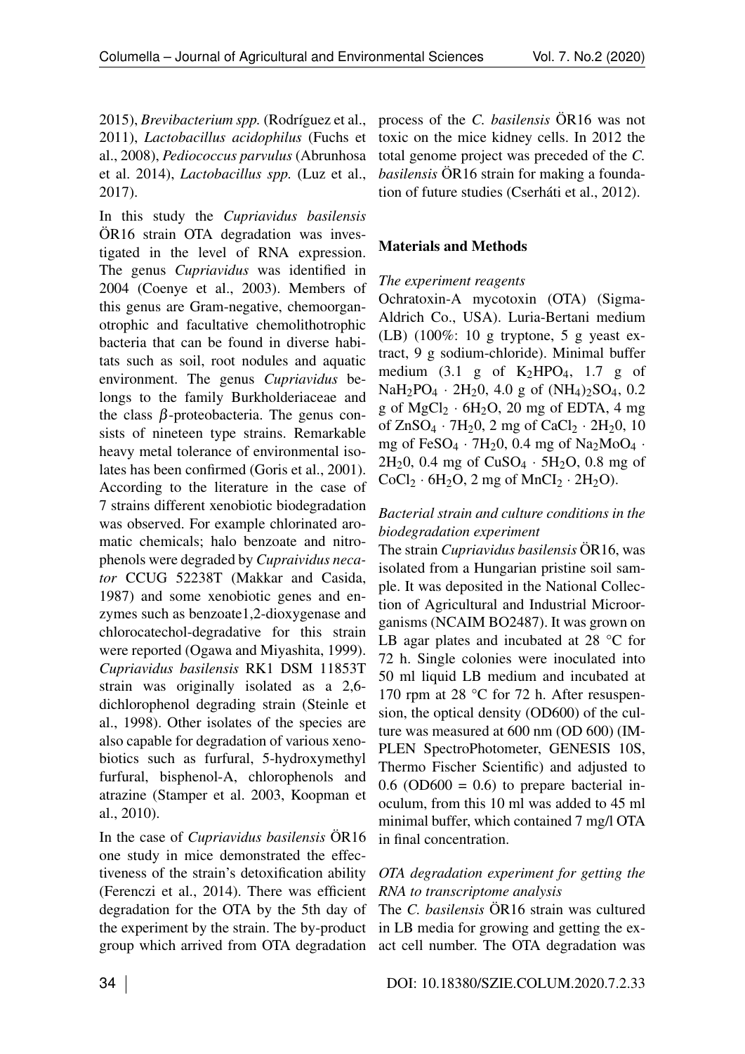2015), *Brevibacterium spp.* (Rodríguez et al., 2011), *Lactobacillus acidophilus* (Fuchs et al., 2008), *Pediococcus parvulus* (Abrunhosa et al. 2014), *Lactobacillus spp.* (Luz et al., 2017).

In this study the *Cupriavidus basilensis* ÖR16 strain OTA degradation was investigated in the level of RNA expression. The genus *Cupriavidus* was identified in 2004 (Coenye et al., 2003). Members of this genus are Gram-negative, chemoorganotrophic and facultative chemolithotrophic bacteria that can be found in diverse habitats such as soil, root nodules and aquatic environment. The genus *Cupriavidus* belongs to the family Burkholderiaceae and the class $\beta$-proteobacteria. The genus consists of nineteen type strains. Remarkable heavy metal tolerance of environmental isolates has been confirmed (Goris et al., 2001). According to the literature in the case of 7 strains different xenobiotic biodegradation was observed. For example chlorinated aromatic chemicals; halo benzoate and nitrophenols were degraded by *Cupraividus necator* CCUG 52238T (Makkar and Casida, 1987) and some xenobiotic genes and enzymes such as benzoate1,2-dioxygenase and chlorocatechol-degradative for this strain were reported (Ogawa and Miyashita, 1999). *Cupriavidus basilensis* RK1 DSM 11853T strain was originally isolated as a 2,6-dichlorophenol degrading strain (Steinle et al., 1998). Other isolates of the species are also capable for degradation of various xenobiotics such as furfural, 5-hydroxymethyl furfural, bisphenol-A, chlorophenols and atrazine (Stamper et al. 2003, Koopman et al., 2010).

In the case of *Cupriavidus basilensis* ÖR16 one study in mice demonstrated the effectiveness of the strain's detoxification ability (Ferenczi et al., 2014). There was efficient degradation for the OTA by the 5th day of the experiment by the strain. The by-product group which arrived from OTA degradation process of the *C. basilensis* ÖR16 was not toxic on the mice kidney cells. In 2012 the total genome project was preceded of the *C. basilensis* ÖR16 strain for making a foundation of future studies (Cserháti et al., 2012).

## Materials and Methods

### *The experiment reagents*

Ochratoxin-A mycotoxin (OTA) (Sigma-Aldrich Co., USA). Luria-Bertani medium (LB) (100%: 10 g tryptone, 5 g yeast extract, 9 g sodium-chloride). Minimal buffer medium (3.1 g of $K_2HPO_4$, 1.7 g of $NaH_2PO_4 \cdot 2H_20$, 4.0 g of $(NH_4)_2SO_4$, 0.2 g of $MgCl_2 \cdot 6H_2O$, 20 mg of EDTA, 4 mg of $ZnSO_4 \cdot 7H_20$, 2 mg of $CaCl_2 \cdot 2H_20$, 10 mg of $FeSO_4 \cdot 7H_20$, 0.4 mg of $Na_2MoO_4 \cdot 2H_20$, 0.4 mg of $CuSO_4 \cdot 5H_2O$, 0.8 mg of $CoCl_2 \cdot 6H_2O$, 2 mg of $MnCI_2 \cdot 2H_2O$).

### *Bacterial strain and culture conditions in the biodegradation experiment*

The strain *Cupriavidus basilensis* ÖR16, was isolated from a Hungarian pristine soil sample. It was deposited in the National Collection of Agricultural and Industrial Microorganisms (NCAIM BO2487). It was grown on LB agar plates and incubated at 28 °C for 72 h. Single colonies were inoculated into 50 ml liquid LB medium and incubated at 170 rpm at 28 °C for 72 h. After resuspension, the optical density (OD600) of the culture was measured at 600 nm (OD 600) (IMPLEN SpectroPhotometer, GENESIS 10S, Thermo Fischer Scientific) and adjusted to 0.6 (OD600 = 0.6) to prepare bacterial inoculum, from this 10 ml was added to 45 ml minimal buffer, which contained 7 mg/l OTA in final concentration.

### *OTA degradation experiment for getting the RNA to transcriptome analysis*

The *C. basilensis* ÖR16 strain was cultured in LB media for growing and getting the exact cell number. The OTA degradation was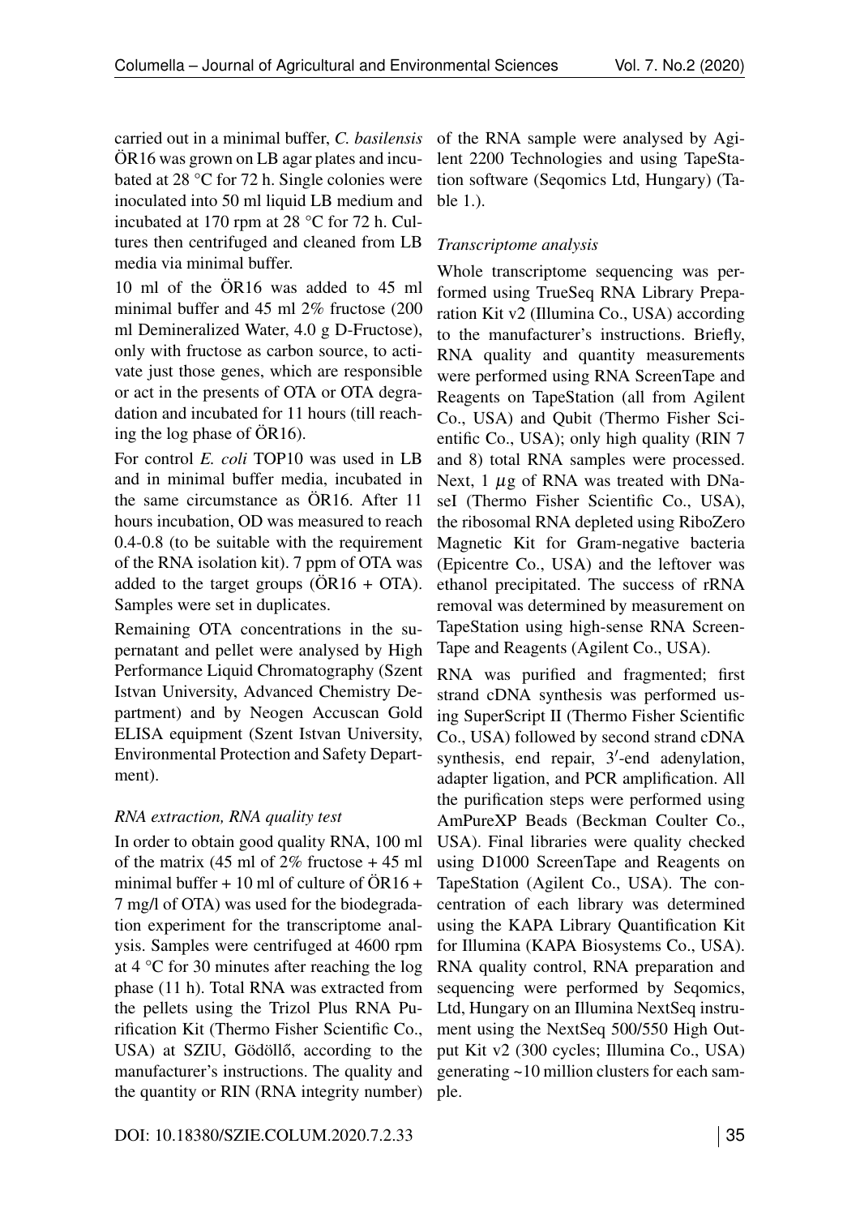carried out in a minimal buffer, *C. basilensis* ÖR16 was grown on LB agar plates and incubated at 28 °C for 72 h. Single colonies were inoculated into 50 ml liquid LB medium and incubated at 170 rpm at 28 °C for 72 h. Cultures then centrifuged and cleaned from LB media via minimal buffer.

10 ml of the ÖR16 was added to 45 ml minimal buffer and 45 ml 2% fructose (200 ml Demineralized Water, 4.0 g D-Fructose), only with fructose as carbon source, to activate just those genes, which are responsible or act in the presents of OTA or OTA degradation and incubated for 11 hours (till reaching the log phase of ÖR16).

For control *E. coli* TOP10 was used in LB and in minimal buffer media, incubated in the same circumstance as ÖR16. After 11 hours incubation, OD was measured to reach 0.4-0.8 (to be suitable with the requirement of the RNA isolation kit). 7 ppm of OTA was added to the target groups (ÖR16 + OTA). Samples were set in duplicates.

Remaining OTA concentrations in the supernatant and pellet were analysed by High Performance Liquid Chromatography (Szent Istvan University, Advanced Chemistry Department) and by Neogen Accuscan Gold ELISA equipment (Szent Istvan University, Environmental Protection and Safety Department).

*RNA extraction, RNA quality test*

In order to obtain good quality RNA, 100 ml of the matrix (45 ml of 2% fructose + 45 ml minimal buffer + 10 ml of culture of ÖR16 + 7 mg/l of OTA) was used for the biodegradation experiment for the transcriptome analysis. Samples were centrifuged at 4600 rpm at 4 °C for 30 minutes after reaching the log phase (11 h). Total RNA was extracted from the pellets using the Trizol Plus RNA Purification Kit (Thermo Fisher Scientific Co., USA) at SZIU, Gödöllő, according to the manufacturer's instructions. The quality and the quantity or RIN (RNA integrity number) of the RNA sample were analysed by Agilent 2200 Technologies and using TapeStation software (Seqomics Ltd, Hungary) (Table 1.).

*Transcriptome analysis*

Whole transcriptome sequencing was performed using TrueSeq RNA Library Preparation Kit v2 (Illumina Co., USA) according to the manufacturer's instructions. Briefly, RNA quality and quantity measurements were performed using RNA ScreenTape and Reagents on TapeStation (all from Agilent Co., USA) and Qubit (Thermo Fisher Scientific Co., USA); only high quality (RIN 7 and 8) total RNA samples were processed. Next, 1 $\mu$g of RNA was treated with DNaseI (Thermo Fisher Scientific Co., USA), the ribosomal RNA depleted using RiboZero Magnetic Kit for Gram-negative bacteria (Epicentre Co., USA) and the leftover was ethanol precipitated. The success of rRNA removal was determined by measurement on TapeStation using high-sense RNA ScreenTape and Reagents (Agilent Co., USA).

RNA was purified and fragmented; first strand cDNA synthesis was performed using SuperScript II (Thermo Fisher Scientific Co., USA) followed by second strand cDNA synthesis, end repair, $3'$-end adenylation, adapter ligation, and PCR amplification. All the purification steps were performed using AmPureXP Beads (Beckman Coulter Co., USA). Final libraries were quality checked using D1000 ScreenTape and Reagents on TapeStation (Agilent Co., USA). The concentration of each library was determined using the KAPA Library Quantification Kit for Illumina (KAPA Biosystems Co., USA). RNA quality control, RNA preparation and sequencing were performed by Seqomics, Ltd, Hungary on an Illumina NextSeq instrument using the NextSeq 500/550 High Output Kit v2 (300 cycles; Illumina Co., USA) generating ~10 million clusters for each sample.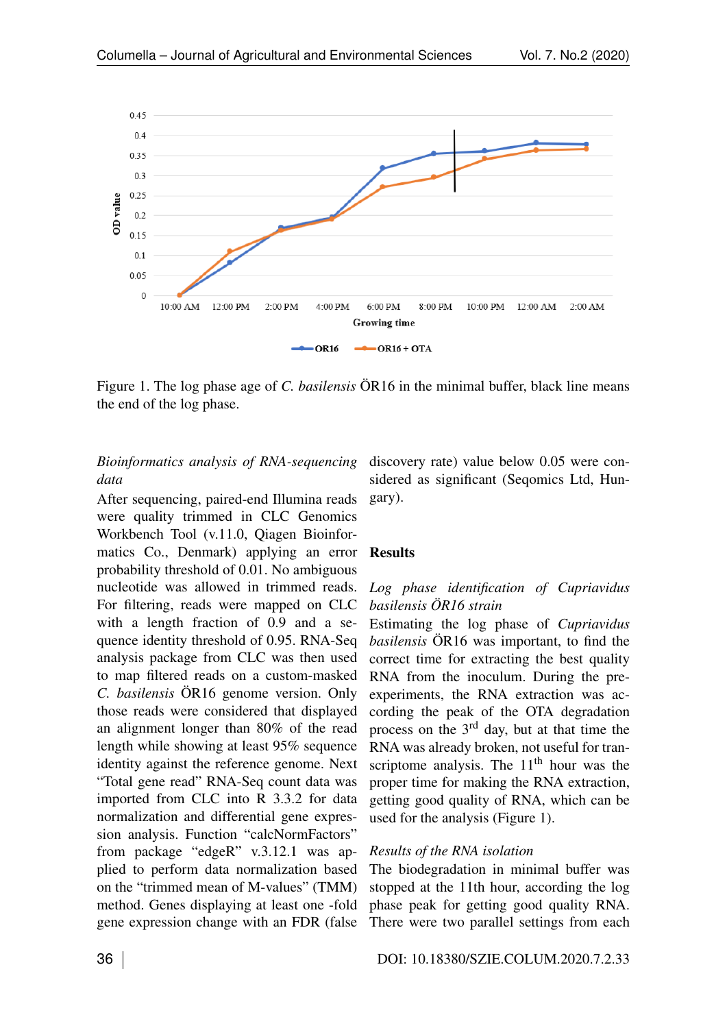Figure 1. The log phase age of *C. basilensis* ÖR16 in the minimal buffer, black line means the end of the log phase.

*Bioinformatics analysis of RNA-sequencing data*

After sequencing, paired-end Illumina reads were quality trimmed in CLC Genomics Workbench Tool (v.11.0, Qiagen Bioinformatics Co., Denmark) applying an error probability threshold of 0.01. No ambiguous nucleotide was allowed in trimmed reads. For filtering, reads were mapped on CLC with a length fraction of 0.9 and a sequence identity threshold of 0.95. RNA-Seq analysis package from CLC was then used to map filtered reads on a custom-masked *C. basilensis* ÖR16 genome version. Only those reads were considered that displayed an alignment longer than 80% of the read length while showing at least 95% sequence identity against the reference genome. Next "Total gene read" RNA-Seq count data was imported from CLC into R 3.3.2 for data normalization and differential gene expression analysis. Function "calcNormFactors" from package "edgeR" v.3.12.1 was applied to perform data normalization based on the "trimmed mean of M-values" (TMM) method. Genes displaying at least one -fold gene expression change with an FDR (false discovery rate) value below 0.05 were considered as significant (Seqomics Ltd, Hungary).

## Results

*Log phase identification of Cupriavidus basilensis ÖR16 strain*

Estimating the log phase of *Cupriavidus basilensis* ÖR16 was important, to find the correct time for extracting the best quality RNA from the inoculum. During the pre-experiments, the RNA extraction was according the peak of the OTA degradation process on the 3rd day, but at that time the RNA was already broken, not useful for transcriptome analysis. The 11th hour was the proper time for making the RNA extraction, getting good quality of RNA, which can be used for the analysis (Figure 1).

*Results of the RNA isolation*

The biodegradation in minimal buffer was stopped at the 11th hour, according the log phase peak for getting good quality RNA. There were two parallel settings from each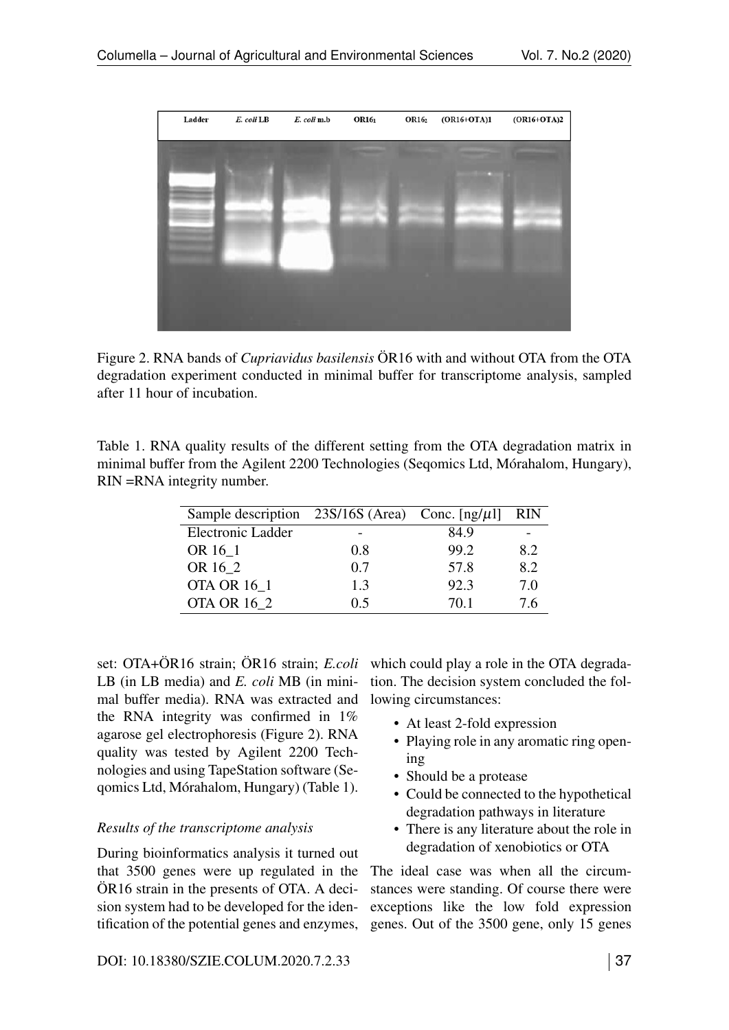Figure 2. RNA bands of *Cupriavidus basilensis* ÖR16 with and without OTA from the OTA degradation experiment conducted in minimal buffer for transcriptome analysis, sampled after 11 hour of incubation.

Table 1. RNA quality results of the different setting from the OTA degradation matrix in minimal buffer from the Agilent 2200 Technologies (Seqomics Ltd, Mórahalom, Hungary), RIN =RNA integrity number.

| Sample description | 23S/16S (Area) | Conc. [ng/$\mu$l] | RIN |
|---|---|---|---|
| Electronic Ladder | - | 84.9 | - |
| OR 16_1 | 0.8 | 99.2 | 8.2 |
| OR 16_2 | 0.7 | 57.8 | 8.2 |
| OTA OR 16_1 | 1.3 | 92.3 | 7.0 |
| OTA OR 16_2 | 0.5 | 70.1 | 7.6 |

set: OTA+ÖR16 strain; ÖR16 strain; *E.coli* LB (in LB media) and *E. coli* MB (in minimal buffer media). RNA was extracted and the RNA integrity was confirmed in 1% agarose gel electrophoresis (Figure 2). RNA quality was tested by Agilent 2200 Technologies and using TapeStation software (Seqomics Ltd, Mórahalom, Hungary) (Table 1).

*Results of the transcriptome analysis*

During bioinformatics analysis it turned out that 3500 genes were up regulated in the ÖR16 strain in the presents of OTA. A decision system had to be developed for the identification of the potential genes and enzymes, which could play a role in the OTA degradation. The decision system concluded the following circumstances:

- At least 2-fold expression
- Playing role in any aromatic ring opening
- Should be a protease
- Could be connected to the hypothetical degradation pathways in literature
- There is any literature about the role in degradation of xenobiotics or OTA

The ideal case was when all the circumstances were standing. Of course there were exceptions like the low fold expression genes. Out of the 3500 gene, only 15 genes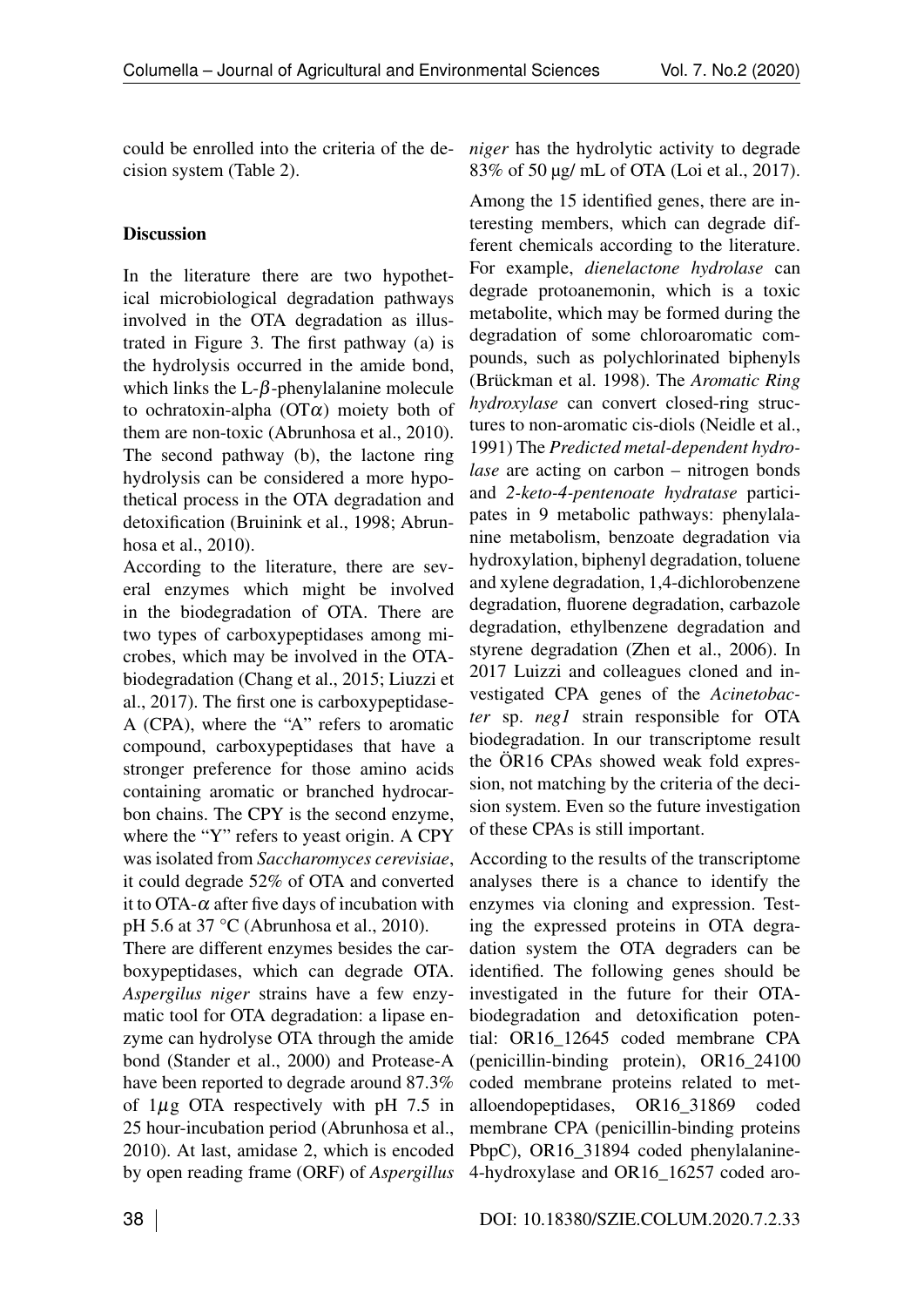could be enrolled into the criteria of the decision system (Table 2).

### Discussion

In the literature there are two hypothetical microbiological degradation pathways involved in the OTA degradation as illustrated in Figure 3. The first pathway (a) is the hydrolysis occurred in the amide bond, which links the L-$\beta$-phenylalanine molecule to ochratoxin-alpha (OT$\alpha$) moiety both of them are non-toxic (Abrunhosa et al., 2010). The second pathway (b), the lactone ring hydrolysis can be considered a more hypothetical process in the OTA degradation and detoxification (Bruinink et al., 1998; Abrunhosa et al., 2010).

According to the literature, there are several enzymes which might be involved in the biodegradation of OTA. There are two types of carboxypeptidases among microbes, which may be involved in the OTA-biodegradation (Chang et al., 2015; Liuzzi et al., 2017). The first one is carboxypeptidase-A (CPA), where the "A" refers to aromatic compound, carboxypeptidases that have a stronger preference for those amino acids containing aromatic or branched hydrocarbon chains. The CPY is the second enzyme, where the "Y" refers to yeast origin. A CPY was isolated from *Saccharomyces cerevisiae*, it could degrade 52% of OTA and converted it to OTA-$\alpha$ after five days of incubation with pH 5.6 at 37 °C (Abrunhosa et al., 2010).

There are different enzymes besides the carboxypeptidases, which can degrade OTA. *Aspergilus niger* strains have a few enzymatic tool for OTA degradation: a lipase enzyme can hydrolyse OTA through the amide bond (Stander et al., 2000) and Protease-A have been reported to degrade around 87.3% of 1$\mu$g OTA respectively with pH 7.5 in 25 hour-incubation period (Abrunhosa et al., 2010). At last, amidase 2, which is encoded by open reading frame (ORF) of *Aspergillus niger* has the hydrolytic activity to degrade 83% of 50 µg/ mL of OTA (Loi et al., 2017).

Among the 15 identified genes, there are interesting members, which can degrade different chemicals according to the literature. For example, *dienelactone hydrolase* can degrade protoanemonin, which is a toxic metabolite, which may be formed during the degradation of some chloroaromatic compounds, such as polychlorinated biphenyls (Brückman et al. 1998). The *Aromatic Ring hydroxylase* can convert closed-ring structures to non-aromatic cis-diols (Neidle et al., 1991) The *Predicted metal-dependent hydrolase* are acting on carbon – nitrogen bonds and *2-keto-4-pentenoate hydratase* participates in 9 metabolic pathways: phenylalanine metabolism, benzoate degradation via hydroxylation, biphenyl degradation, toluene and xylene degradation, 1,4-dichlorobenzene degradation, fluorene degradation, carbazole degradation, ethylbenzene degradation and styrene degradation (Zhen et al., 2006). In 2017 Luizzi and colleagues cloned and investigated CPA genes of the *Acinetobacter* sp. *neg1* strain responsible for OTA biodegradation. In our transcriptome result the ÖR16 CPAs showed weak fold expression, not matching by the criteria of the decision system. Even so the future investigation of these CPAs is still important.

According to the results of the transcriptome analyses there is a chance to identify the enzymes via cloning and expression. Testing the expressed proteins in OTA degradation system the OTA degraders can be identified. The following genes should be investigated in the future for their OTA-biodegradation and detoxification potential: OR16_12645 coded membrane CPA (penicillin-binding protein), OR16_24100 coded membrane proteins related to metalloendopeptidases, OR16_31869 coded membrane CPA (penicillin-binding proteins PbpC), OR16_31894 coded phenylalanine-4-hydroxylase and OR16_16257 coded aro-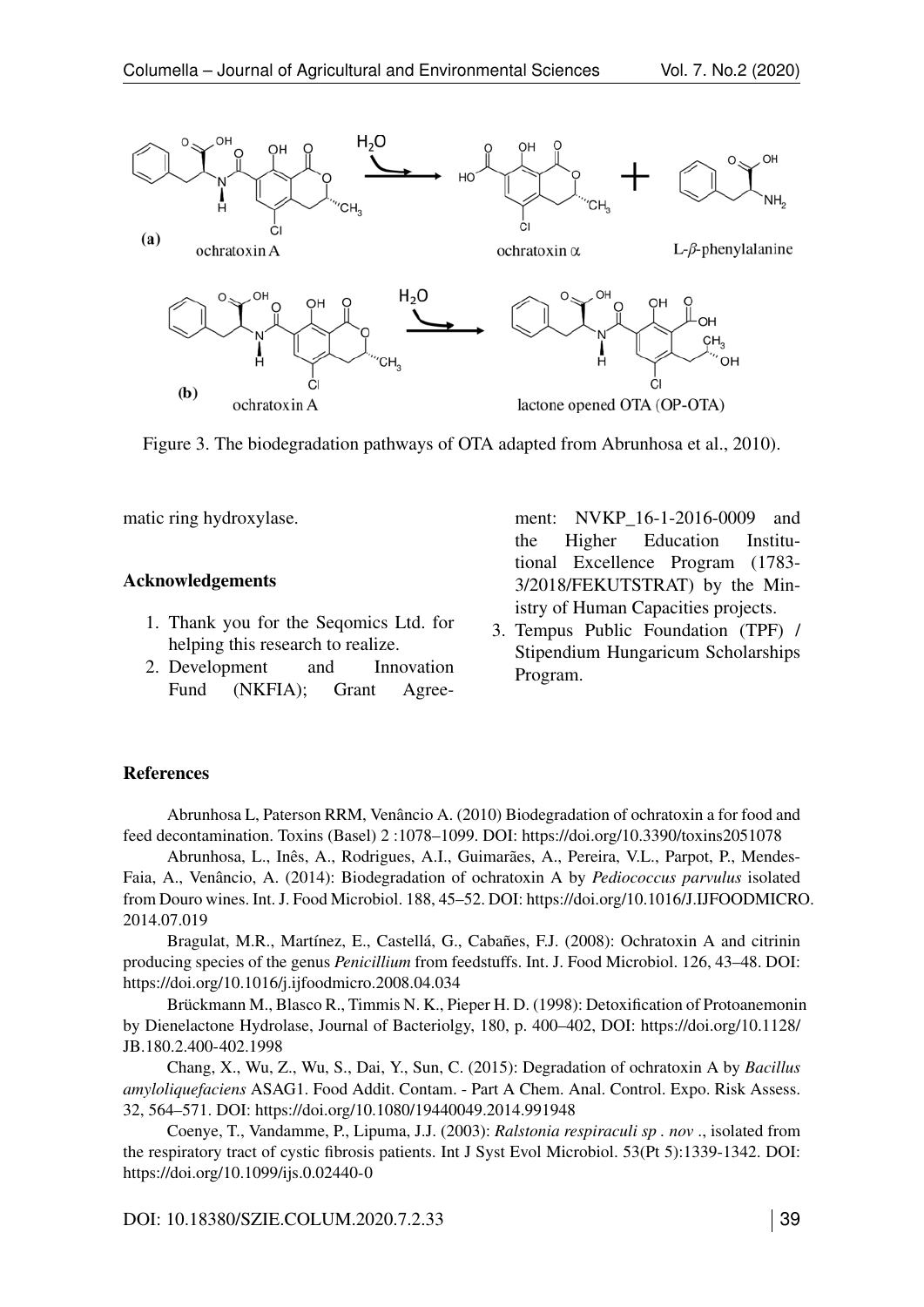Figure 3. The biodegradation pathways of OTA adapted from Abrunhosa et al., 2010).

matic ring hydroxylase.

### Acknowledgements

1. Thank you for the Seqomics Ltd. for helping this research to realize.
2. Development and Innovation Fund (NKFIA); Grant Agreement: NVKP_16-1-2016-0009 and the Higher Education Institutional Excellence Program (1783-3/2018/FEKUTSTRAT) by the Ministry of Human Capacities projects.
3. Tempus Public Foundation (TPF) / Stipendium Hungaricum Scholarships Program.

### References

Abrunhosa L, Paterson RRM, Venâncio A. (2010) Biodegradation of ochratoxin a for food and feed decontamination. Toxins (Basel) 2 :1078–1099. DOI: https://doi.org/10.3390/toxins2051078

Abrunhosa, L., Inês, A., Rodrigues, A.I., Guimarães, A., Pereira, V.L., Parpot, P., Mendes-Faia, A., Venâncio, A. (2014): Biodegradation of ochratoxin A by *Pediococcus parvulus* isolated from Douro wines. Int. J. Food Microbiol. 188, 45–52. DOI: https://doi.org/10.1016/J.IJFOODMICRO.2014.07.019

Bragulat, M.R., Martínez, E., Castellá, G., Cabañes, F.J. (2008): Ochratoxin A and citrinin producing species of the genus *Penicillium* from feedstuffs. Int. J. Food Microbiol. 126, 43–48. DOI: https://doi.org/10.1016/j.ijfoodmicro.2008.04.034

Brückmann M., Blasco R., Timmis N. K., Pieper H. D. (1998): Detoxification of Protoanemonin by Dienelactone Hydrolase, Journal of Bacteriolgy, 180, p. 400–402, DOI: https://doi.org/10.1128/JB.180.2.400-402.1998

Chang, X., Wu, Z., Wu, S., Dai, Y., Sun, C. (2015): Degradation of ochratoxin A by *Bacillus amyloliquefaciens* ASAG1. Food Addit. Contam. - Part A Chem. Anal. Control. Expo. Risk Assess. 32, 564–571. DOI: https://doi.org/10.1080/19440049.2014.991948

Coenye, T., Vandamme, P., Lipuma, J.J. (2003): *Ralstonia respiraculi sp . nov* ., isolated from the respiratory tract of cystic fibrosis patients. Int J Syst Evol Microbiol. 53(Pt 5):1339-1342. DOI: https://doi.org/10.1099/ijs.0.02440-0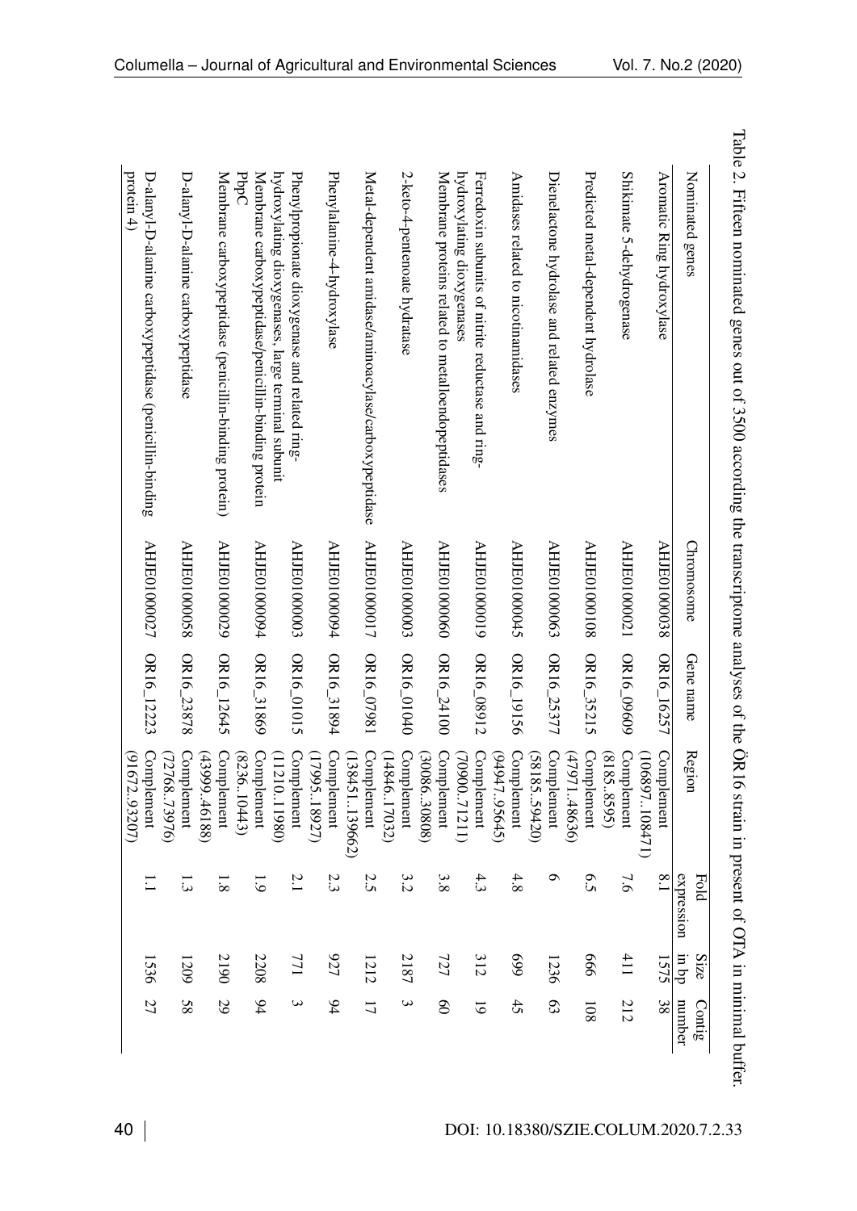Table 2. Fifteen nominated genes out of 3500 according the transcriptome analyses of the ÖR16 strain in present of OTA in minimal buffer.

| Nominated genes | Chromosome | Gene name | Region | Fold expression | Size in bp | Contig number |
|---|---|---|---|---|---|---|
| Aromatic Ring hydroxylase | AHJE0100038 | OR16_16257 | Complement (106897..108471) | 8.1 | 1575 | 38 |
| Shikimate 5-dehydrogenase | AHJE0100021 | OR16_09609 | Complement (8185..8595) | 7.6 | 411 | 212 |
| Predicted metal-dependent hydrolase | AHJE0100108 | OR16_35215 | Complement (47971..48636) | 6.5 | 666 | 108 |
| Dienelactone hydrolase and related enzymes | AHJE0100063 | OR16_25377 | Complement (58185..59420) | 6 | 1236 | 63 |
| Amidases related to nicotinamidases | AHJE0100045 | OR16_19156 | Complement (94947..95645) | 4.8 | 699 | 45 |
| Ferredoxin subunits of nitrite reductase and ring-hydroxylating dioxygenases | AHJE0100019 | OR16_08912 | Complement (70900..71211) | 4.3 | 312 | 19 |
| Membrane proteins related to metalloendopeptidases | AHJE0100060 | OR16_24100 | Complement (30086..30808) | 3.8 | 727 | 60 |
| 2-keto-4-pentenoate hydratase | AHJE0100003 | OR16_01040 | Complement (14846..17032) | 3.2 | 2187 | 3 |
| Metal-dependent amidase/aminoacylase/carboxypeptidase | AHJE0100017 | OR16_07981 | Complement (138451..139662) | 2.5 | 1212 | 17 |
| Phenylalanine-4-hydroxylase | AHJE0100094 | OR16_31894 | Complement (17995..18927) | 2.3 | 927 | 94 |
| Phenylpropionate dioxygenase and related ring-hydroxylating dioxygenases, large terminal subunit | AHJE0100003 | OR16_01015 | Complement (11210..11980) | 2.1 | 771 | 3 |
| Membrane carboxypeptidase/penicillin-binding protein PbpC | AHJE0100094 | OR16_31869 | Complement (8236..10443) | 1.9 | 2208 | 94 |
| Membrane carboxypeptidase (penicillin-binding protein) | AHJE0100029 | OR16_12645 | Complement (43999..46188) | 1.8 | 2190 | 29 |
| D-alanyl-D-alanine carboxypeptidase | AHJE0100058 | OR16_23878 | Complement (72768..73976) | 1.3 | 1209 | 58 |
| D-alanyl-D-alanine carboxypeptidase (penicillin-binding protein 4) | AHJE0100027 | OR16_12223 | Complement (91672..93207) | 1.1 | 1536 | 27 |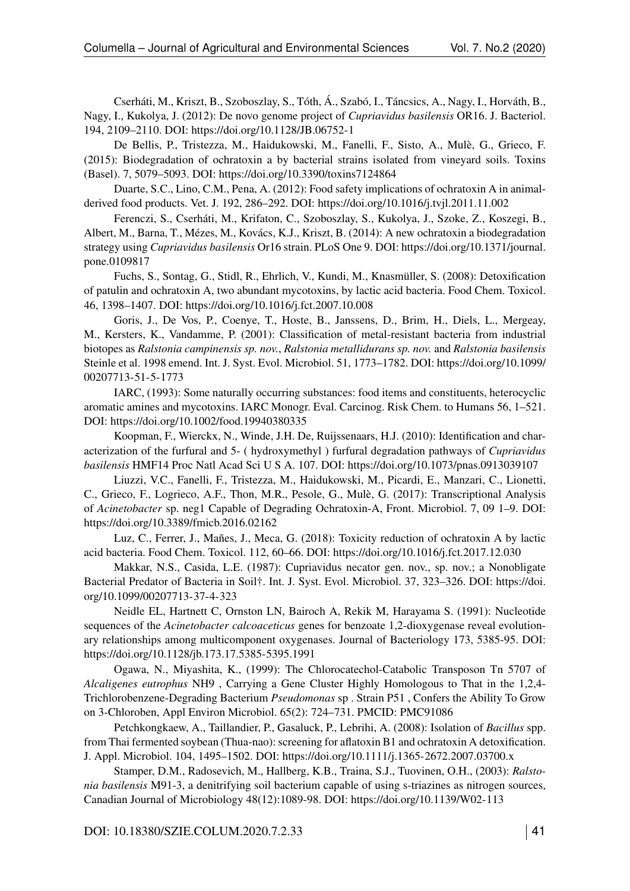Cserháti, M., Kriszt, B., Szoboszlay, S., Tóth, Á., Szabó, I., Táncsics, A., Nagy, I., Horváth, B., Nagy, I., Kukolya, J. (2012): De novo genome project of *Cupriavidus basilensis* OR16. J. Bacteriol. 194, 2109–2110. DOI: https://doi.org/10.1128/JB.06752-1

De Bellis, P., Tristezza, M., Haidukowski, M., Fanelli, F., Sisto, A., Mulè, G., Grieco, F. (2015): Biodegradation of ochratoxin a by bacterial strains isolated from vineyard soils. Toxins (Basel). 7, 5079–5093. DOI: https://doi.org/10.3390/toxins7124864

Duarte, S.C., Lino, C.M., Pena, A. (2012): Food safety implications of ochratoxin A in animal-derived food products. Vet. J. 192, 286–292. DOI: https://doi.org/10.1016/j.tvjl.2011.11.002

Ferenczi, S., Cserháti, M., Krifaton, C., Szoboszlay, S., Kukolya, J., Szoke, Z., Koszegi, B., Albert, M., Barna, T., Mézes, M., Kovács, K.J., Kriszt, B. (2014): A new ochratoxin a biodegradation strategy using *Cupriavidus basilensis* Or16 strain. PLoS One 9. DOI: https://doi.org/10.1371/journal.pone.0109817

Fuchs, S., Sontag, G., Stidl, R., Ehrlich, V., Kundi, M., Knasmüller, S. (2008): Detoxification of patulin and ochratoxin A, two abundant mycotoxins, by lactic acid bacteria. Food Chem. Toxicol. 46, 1398–1407. DOI: https://doi.org/10.1016/j.fct.2007.10.008

Goris, J., De Vos, P., Coenye, T., Hoste, B., Janssens, D., Brim, H., Diels, L., Mergeay, M., Kersters, K., Vandamme, P. (2001): Classification of metal-resistant bacteria from industrial biotopes as *Ralstonia campinensis sp. nov.*, *Ralstonia metallidurans sp. nov.* and *Ralstonia basilensis* Steinle et al. 1998 emend. Int. J. Syst. Evol. Microbiol. 51, 1773–1782. DOI: https://doi.org/10.1099/00207713-51-5-1773

IARC, (1993): Some naturally occurring substances: food items and constituents, heterocyclic aromatic amines and mycotoxins. IARC Monogr. Eval. Carcinog. Risk Chem. to Humans 56, 1–521. DOI: https://doi.org/10.1002/food.19940380335

Koopman, F., Wierckx, N., Winde, J.H. De, Ruijssenaars, H.J. (2010): Identification and characterization of the furfural and 5- ( hydroxymethyl ) furfural degradation pathways of *Cupriavidus basilensis* HMF14 Proc Natl Acad Sci U S A. 107. DOI: https://doi.org/10.1073/pnas.0913039107

Liuzzi, V.C., Fanelli, F., Tristezza, M., Haidukowski, M., Picardi, E., Manzari, C., Lionetti, C., Grieco, F., Logrieco, A.F., Thon, M.R., Pesole, G., Mulè, G. (2017): Transcriptional Analysis of *Acinetobacter* sp. neg1 Capable of Degrading Ochratoxin-A, Front. Microbiol. 7, 09 1–9. DOI: https://doi.org/10.3389/fmicb.2016.02162

Luz, C., Ferrer, J., Mañes, J., Meca, G. (2018): Toxicity reduction of ochratoxin A by lactic acid bacteria. Food Chem. Toxicol. 112, 60–66. DOI: https://doi.org/10.1016/j.fct.2017.12.030

Makkar, N.S., Casida, L.E. (1987): Cupriavidus necator gen. nov., sp. nov.; a Nonobligate Bacterial Predator of Bacteria in Soil†. Int. J. Syst. Evol. Microbiol. 37, 323–326. DOI: https://doi.org/10.1099/00207713-37-4-323

Neidle EL, Hartnett C, Ornston LN, Bairoch A, Rekik M, Harayama S. (1991): Nucleotide sequences of the *Acinetobacter calcoaceticus* genes for benzoate 1,2-dioxygenase reveal evolutionary relationships among multicomponent oxygenases. Journal of Bacteriology 173, 5385-95. DOI: https://doi.org/10.1128/jb.173.17.5385-5395.1991

Ogawa, N., Miyashita, K., (1999): The Chlorocatechol-Catabolic Transposon Tn 5707 of *Alcaligenes eutrophus* NH9 , Carrying a Gene Cluster Highly Homologous to That in the 1,2,4-Trichlorobenzene-Degrading Bacterium *Pseudomonas* sp . Strain P51 , Confers the Ability To Grow on 3-Chloroben, Appl Environ Microbiol. 65(2): 724–731. PMCID: PMC91086

Petchkongkaew, A., Taillandier, P., Gasaluck, P., Lebrihi, A. (2008): Isolation of *Bacillus* spp. from Thai fermented soybean (Thua-nao): screening for aflatoxin B1 and ochratoxin A detoxification. J. Appl. Microbiol. 104, 1495–1502. DOI: https://doi.org/10.1111/j.1365-2672.2007.03700.x

Stamper, D.M., Radosevich, M., Hallberg, K.B., Traina, S.J., Tuovinen, O.H., (2003): *Ralstonia basilensis* M91-3, a denitrifying soil bacterium capable of using s-triazines as nitrogen sources, Canadian Journal of Microbiology 48(12):1089-98. DOI: https://doi.org/10.1139/W02-113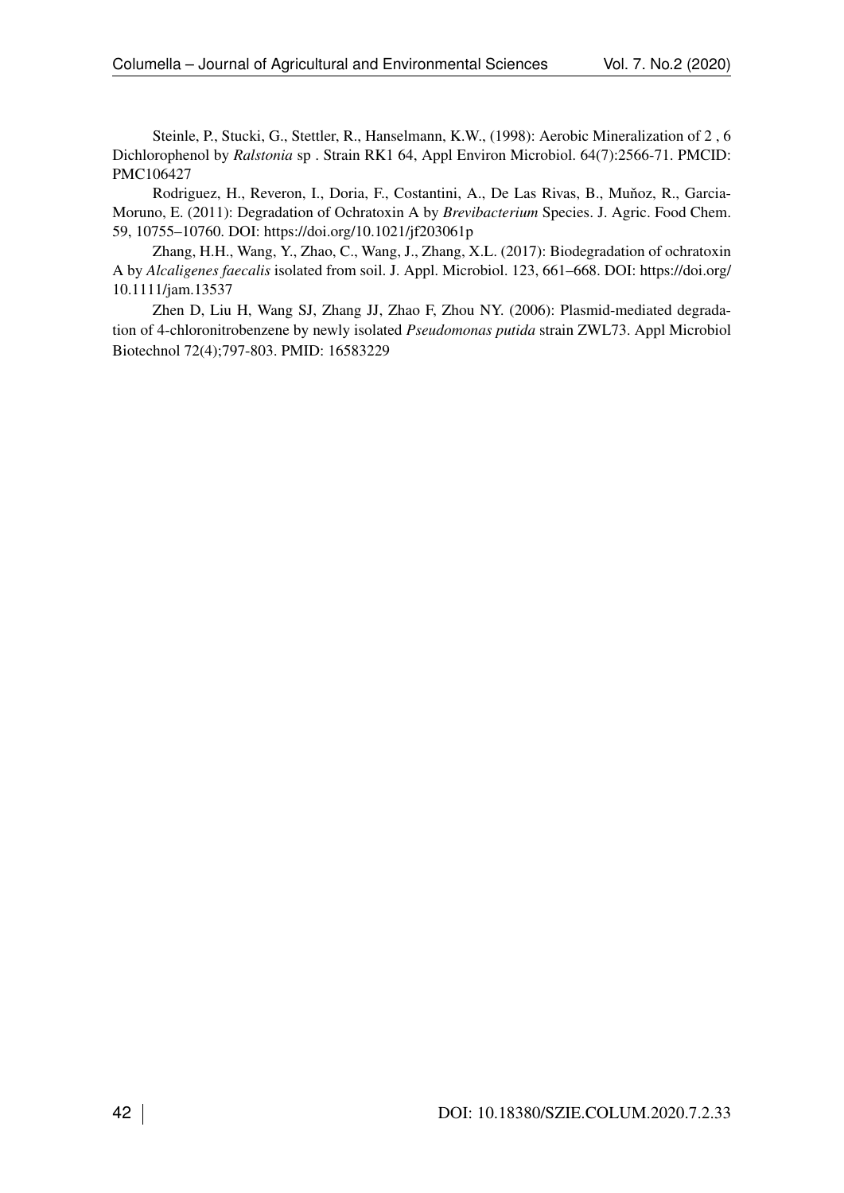Steinle, P., Stucki, G., Stettler, R., Hanselmann, K.W., (1998): Aerobic Mineralization of 2 , 6 Dichlorophenol by *Ralstonia* sp . Strain RK1 64, Appl Environ Microbiol. 64(7):2566-71. PMCID: PMC106427

Rodriguez, H., Reveron, I., Doria, F., Costantini, A., De Las Rivas, B., Muňoz, R., Garcia-Moruno, E. (2011): Degradation of Ochratoxin A by *Brevibacterium* Species. J. Agric. Food Chem. 59, 10755–10760. DOI: https://doi.org/10.1021/jf203061p

Zhang, H.H., Wang, Y., Zhao, C., Wang, J., Zhang, X.L. (2017): Biodegradation of ochratoxin A by *Alcaligenes faecalis* isolated from soil. J. Appl. Microbiol. 123, 661–668. DOI: https://doi.org/10.1111/jam.13537

Zhen D, Liu H, Wang SJ, Zhang JJ, Zhao F, Zhou NY. (2006): Plasmid-mediated degradation of 4-chloronitrobenzene by newly isolated *Pseudomonas putida* strain ZWL73. Appl Microbiol Biotechnol 72(4);797-803. PMID: 16583229